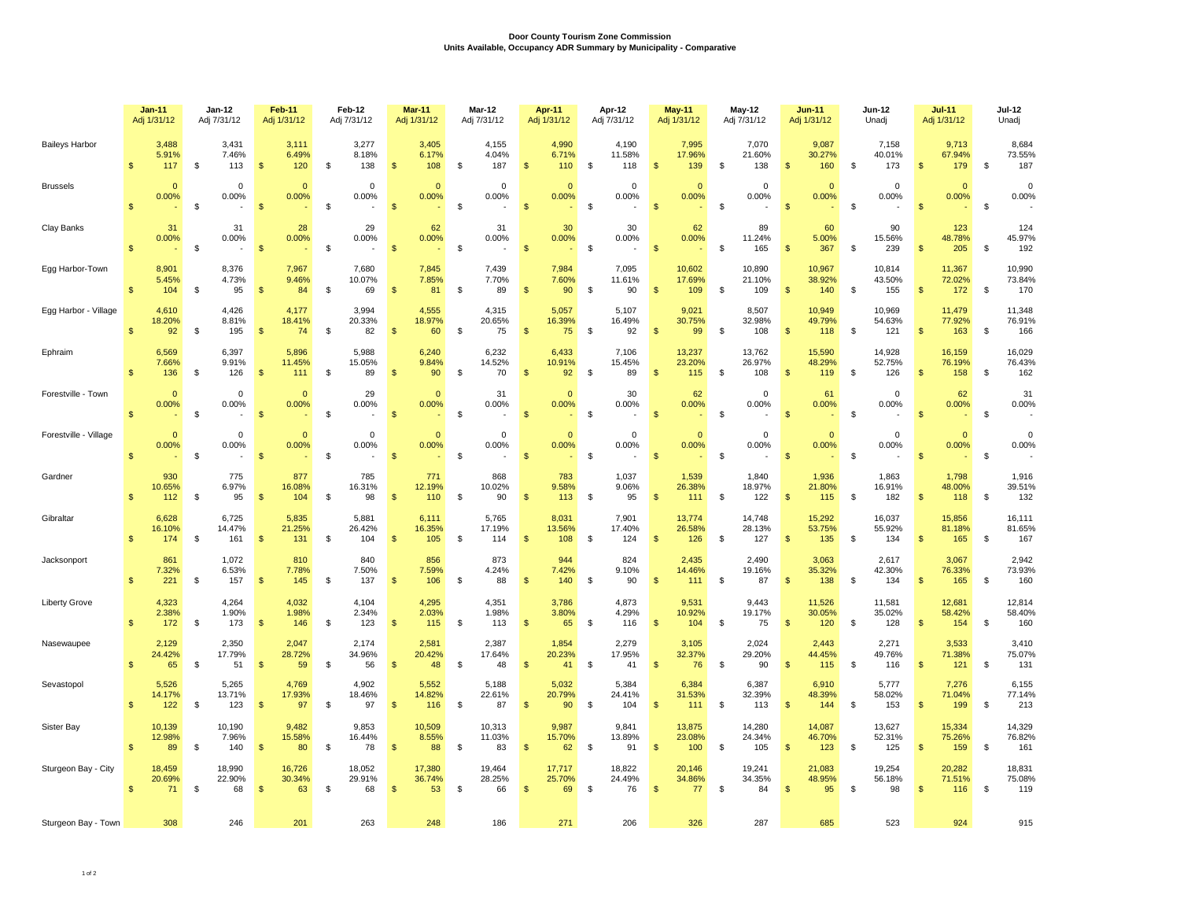# Door County Tourism Zone Commission
## Units Available, Occupancy ADR Summary by Municipality - Comparative

| Municipality | | Jan-11 Adj 1/31/12 | Jan-12 Adj 7/31/12 | Feb-11 Adj 1/31/12 | Feb-12 Adj 7/31/12 | Mar-11 Adj 1/31/12 | Mar-12 Adj 7/31/12 | Apr-11 Adj 1/31/12 | Apr-12 Adj 7/31/12 | May-11 Adj 1/31/12 | May-12 Adj 7/31/12 | Jun-11 Adj 1/31/12 | Jun-12 Unadj | Jul-11 Adj 1/31/12 | Jul-12 Unadj |
|---|---|---|---|---|---|---|---|---|---|---|---|---|---|---|---|
| Baileys Harbor | | 3,488 | 3,431 | 3,111 | 3,277 | 3,405 | 4,155 | 4,990 | 4,190 | 7,995 | 7,070 | 9,087 | 7,158 | 9,713 | 8,684 |
| | | 5.91% | 7.46% | 6.49% | 8.18% | 6.17% | 4.04% | 6.71% | 11.58% | 17.96% | 21.60% | 30.27% | 40.01% | 67.94% | 73.55% |
| | | $ 117 | $ 113 | $ 120 | $ 138 | $ 108 | $ 187 | $ 110 | $ 118 | $ 139 | $ 138 | $ 160 | $ 173 | $ 179 | $ 187 |
| Brussels | | 0 | 0 | 0 | 0 | 0 | 0 | 0 | 0 | 0 | 0 | 0 | 0 | 0 | 0 |
| | | 0.00% | 0.00% | 0.00% | 0.00% | 0.00% | 0.00% | 0.00% | 0.00% | 0.00% | 0.00% | 0.00% | 0.00% | 0.00% | 0.00% |
| | | $ - | $ - | $ - | $ - | $ - | $ - | $ - | $ - | $ - | $ - | $ - | $ - | $ - | $ - |
| Clay Banks | | 31 | 31 | 28 | 29 | 62 | 31 | 30 | 30 | 62 | 89 | 60 | 90 | 123 | 124 |
| | | 0.00% | 0.00% | 0.00% | 0.00% | 0.00% | 0.00% | 0.00% | 0.00% | 0.00% | 11.24% | 5.00% | 15.56% | 48.78% | 45.97% |
| | | $ - | $ - | $ - | $ - | $ - | $ - | $ - | $ - | $ - | $ 165 | $ 367 | $ 239 | $ 205 | $ 192 |
| Egg Harbor-Town | | 8,901 | 8,376 | 7,967 | 7,680 | 7,845 | 7,439 | 7,984 | 7,095 | 10,602 | 10,890 | 10,967 | 10,814 | 11,367 | 10,990 |
| | | 5.45% | 4.73% | 9.46% | 10.07% | 7.85% | 7.70% | 7.60% | 11.61% | 17.69% | 21.10% | 38.92% | 43.50% | 72.02% | 73.84% |
| | | $ 104 | $ 95 | $ 84 | $ 69 | $ 81 | $ 89 | $ 90 | $ 90 | $ 109 | $ 109 | $ 140 | $ 155 | $ 172 | $ 170 |
| Egg Harbor - Village | | 4,610 | 4,426 | 4,177 | 3,994 | 4,555 | 4,315 | 5,057 | 5,107 | 9,021 | 8,507 | 10,949 | 10,969 | 11,479 | 11,348 |
| | | 18.20% | 8.81% | 18.41% | 20.33% | 18.97% | 20.65% | 16.39% | 16.49% | 30.75% | 32.98% | 49.79% | 54.63% | 77.92% | 76.91% |
| | | $ 92 | $ 195 | $ 74 | $ 82 | $ 60 | $ 75 | $ 75 | $ 92 | $ 99 | $ 108 | $ 118 | $ 121 | $ 163 | $ 166 |
| Ephraim | | 6,569 | 6,397 | 5,896 | 5,988 | 6,240 | 6,232 | 6,433 | 7,106 | 13,237 | 13,762 | 15,590 | 14,928 | 16,159 | 16,029 |
| | | 7.66% | 9.91% | 11.45% | 15.05% | 9.84% | 14.52% | 10.91% | 15.45% | 23.20% | 26.97% | 48.29% | 52.75% | 76.19% | 76.43% |
| | | $ 136 | $ 126 | $ 111 | $ 89 | $ 90 | $ 70 | $ 92 | $ 89 | $ 115 | $ 108 | $ 119 | $ 126 | $ 158 | $ 162 |
| Forestville - Town | | 0 | 0 | 0 | 29 | 0 | 31 | 0 | 30 | 62 | 0 | 61 | 0 | 62 | 31 |
| | | 0.00% | 0.00% | 0.00% | 0.00% | 0.00% | 0.00% | 0.00% | 0.00% | 0.00% | 0.00% | 0.00% | 0.00% | 0.00% | 0.00% |
| | | $ - | $ - | $ - | $ - | $ - | $ - | $ - | $ - | $ - | $ - | $ - | $ - | $ - | $ - |
| Forestville - Village | | 0 | 0 | 0 | 0 | 0 | 0 | 0 | 0 | 0 | 0 | 0 | 0 | 0 | 0 |
| | | 0.00% | 0.00% | 0.00% | 0.00% | 0.00% | 0.00% | 0.00% | 0.00% | 0.00% | 0.00% | 0.00% | 0.00% | 0.00% | 0.00% |
| | | $ - | $ - | $ - | $ - | $ - | $ - | $ - | $ - | $ - | $ - | $ - | $ - | $ - | $ - |
| Gardner | | 930 | 775 | 877 | 785 | 771 | 868 | 783 | 1,037 | 1,539 | 1,840 | 1,936 | 1,863 | 1,798 | 1,916 |
| | | 10.65% | 6.97% | 16.08% | 16.31% | 12.19% | 10.02% | 9.58% | 9.06% | 26.38% | 18.97% | 21.80% | 16.91% | 48.00% | 39.51% |
| | | $ 112 | $ 95 | $ 104 | $ 98 | $ 110 | $ 90 | $ 113 | $ 95 | $ 111 | $ 122 | $ 115 | $ 182 | $ 118 | $ 132 |
| Gibraltar | | 6,628 | 6,725 | 5,835 | 5,881 | 6,111 | 5,765 | 8,031 | 7,901 | 13,774 | 14,748 | 15,292 | 16,037 | 15,856 | 16,111 |
| | | 16.10% | 14.47% | 21.25% | 26.42% | 16.35% | 17.19% | 13.56% | 17.40% | 26.58% | 28.13% | 53.75% | 55.92% | 81.18% | 81.65% |
| | | $ 174 | $ 161 | $ 131 | $ 104 | $ 105 | $ 114 | $ 108 | $ 124 | $ 126 | $ 127 | $ 135 | $ 134 | $ 165 | $ 167 |
| Jacksonport | | 861 | 1,072 | 810 | 840 | 856 | 873 | 944 | 824 | 2,435 | 2,490 | 3,063 | 2,617 | 3,067 | 2,942 |
| | | 7.32% | 6.53% | 7.78% | 7.50% | 7.59% | 4.24% | 7.42% | 9.10% | 14.46% | 19.16% | 35.32% | 42.30% | 76.33% | 73.93% |
| | | $ 221 | $ 157 | $ 145 | $ 137 | $ 106 | $ 88 | $ 140 | $ 90 | $ 111 | $ 87 | $ 138 | $ 134 | $ 165 | $ 160 |
| Liberty Grove | | 4,323 | 4,264 | 4,032 | 4,104 | 4,295 | 4,351 | 3,786 | 4,873 | 9,531 | 9,443 | 11,526 | 11,581 | 12,681 | 12,814 |
| | | 2.38% | 1.90% | 1.98% | 2.34% | 2.03% | 1.98% | 3.80% | 4.29% | 10.92% | 19.17% | 30.05% | 35.02% | 58.42% | 58.40% |
| | | $ 172 | $ 173 | $ 146 | $ 123 | $ 115 | $ 113 | $ 65 | $ 116 | $ 104 | $ 75 | $ 120 | $ 128 | $ 154 | $ 160 |
| Nasewaupee | | 2,129 | 2,350 | 2,047 | 2,174 | 2,581 | 2,387 | 1,854 | 2,279 | 3,105 | 2,024 | 2,443 | 2,271 | 3,533 | 3,410 |
| | | 24.42% | 17.79% | 28.72% | 34.96% | 20.42% | 17.64% | 20.23% | 17.95% | 32.37% | 29.20% | 44.45% | 49.76% | 71.38% | 75.07% |
| | | $ 65 | $ 51 | $ 59 | $ 56 | $ 48 | $ 48 | $ 41 | $ 41 | $ 76 | $ 90 | $ 115 | $ 116 | $ 121 | $ 131 |
| Sevastopol | | 5,526 | 5,265 | 4,769 | 4,902 | 5,552 | 5,188 | 5,032 | 5,384 | 6,384 | 6,387 | 6,910 | 5,777 | 7,276 | 6,155 |
| | | 14.17% | 13.71% | 17.93% | 18.46% | 14.82% | 22.61% | 20.79% | 24.41% | 31.53% | 32.39% | 48.39% | 58.02% | 71.04% | 77.14% |
| | | $ 122 | $ 123 | $ 97 | $ 97 | $ 116 | $ 87 | $ 90 | $ 104 | $ 111 | $ 113 | $ 144 | $ 153 | $ 199 | $ 213 |
| Sister Bay | | 10,139 | 10,190 | 9,482 | 9,853 | 10,509 | 10,313 | 9,987 | 9,841 | 13,875 | 14,280 | 14,087 | 13,627 | 15,334 | 14,329 |
| | | 12.98% | 7.96% | 15.58% | 16.44% | 8.55% | 11.03% | 15.70% | 13.89% | 23.08% | 24.34% | 46.70% | 52.31% | 75.26% | 76.82% |
| | | $ 89 | $ 140 | $ 80 | $ 78 | $ 88 | $ 83 | $ 62 | $ 91 | $ 100 | $ 105 | $ 123 | $ 125 | $ 159 | $ 161 |
| Sturgeon Bay - City | | 18,459 | 18,990 | 16,726 | 18,052 | 17,380 | 19,464 | 17,717 | 18,822 | 20,146 | 19,241 | 21,083 | 19,254 | 20,282 | 18,831 |
| | | 20.69% | 22.90% | 30.34% | 29.91% | 36.74% | 28.25% | 25.70% | 24.49% | 34.86% | 34.35% | 48.95% | 56.18% | 71.51% | 75.08% |
| | | $ 71 | $ 68 | $ 63 | $ 68 | $ 53 | $ 66 | $ 69 | $ 76 | $ 77 | $ 84 | $ 95 | $ 98 | $ 116 | $ 119 |
| Sturgeon Bay - Town | | 308 | 246 | 201 | 263 | 248 | 186 | 271 | 206 | 326 | 287 | 685 | 523 | 924 | 915 |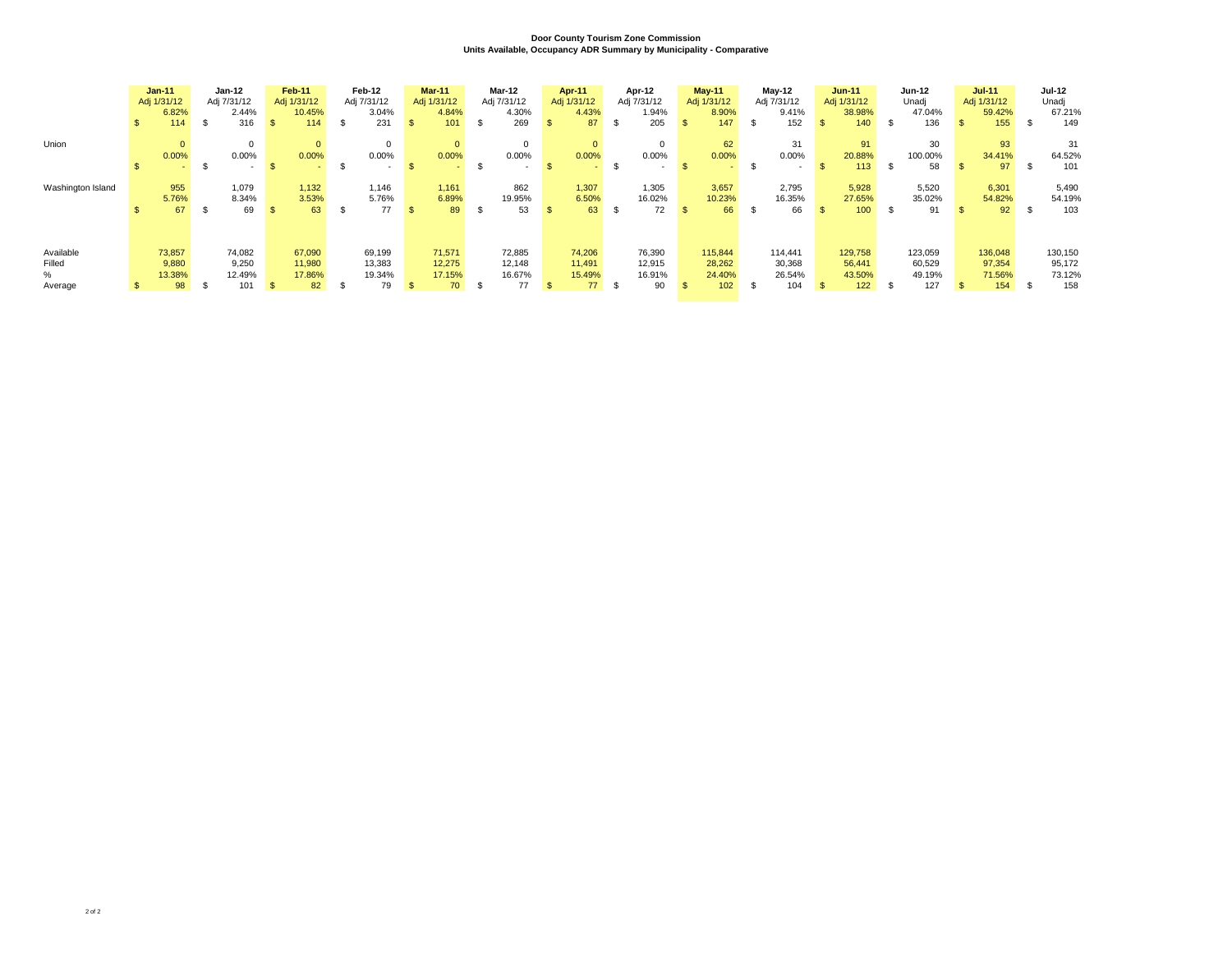**Door County Tourism Zone Commission**
**Units Available, Occupancy ADR Summary by Municipality - Comparative**

| | Jan-11 | Jan-12 | Feb-11 | Feb-12 | Mar-11 | Mar-12 | Apr-11 | Apr-12 | May-11 | May-12 | Jun-11 | Jun-12 | Jul-11 | Jul-12 |
|---|---|---|---|---|---|---|---|---|---|---|---|---|---|---|
| | Adj 1/31/12 | Adj 7/31/12 | Adj 1/31/12 | Adj 7/31/12 | Adj 1/31/12 | Adj 7/31/12 | Adj 1/31/12 | Adj 7/31/12 | Adj 1/31/12 | Adj 7/31/12 | Adj 1/31/12 | Unadj | Adj 1/31/12 | Unadj |
| | 6.82% | 2.44% | 10.45% | 3.04% | 4.84% | 4.30% | 4.43% | 1.94% | 8.90% | 9.41% | 38.98% | 47.04% | 59.42% | 67.21% |
| | $ 114 | $ 316 | $ 114 | $ 231 | $ 101 | $ 269 | $ 87 | $ 205 | $ 147 | $ 152 | $ 140 | $ 136 | $ 155 | $ 149 |
| Union | 0 | 0 | 0 | 0 | 0 | 0 | 0 | 0 | 62 | 31 | 91 | 30 | 93 | 31 |
| | 0.00% | 0.00% | 0.00% | 0.00% | 0.00% | 0.00% | 0.00% | 0.00% | 0.00% | 0.00% | 20.88% | 100.00% | 34.41% | 64.52% |
| | $ - | $ - | $ - | $ - | $ - | $ - | $ - | $ - | $ - | $ - | $ 113 | $ 58 | $ 97 | $ 101 |
| Washington Island | 955 | 1,079 | 1,132 | 1,146 | 1,161 | 862 | 1,307 | 1,305 | 3,657 | 2,795 | 5,928 | 5,520 | 6,301 | 5,490 |
| | 5.76% | 8.34% | 3.53% | 5.76% | 6.89% | 19.95% | 6.50% | 16.02% | 10.23% | 16.35% | 27.65% | 35.02% | 54.82% | 54.19% |
| | $ 67 | $ 69 | $ 63 | $ 77 | $ 89 | $ 53 | $ 63 | $ 72 | $ 66 | $ 66 | $ 100 | $ 91 | $ 92 | $ 103 |
| Available | 73,857 | 74,082 | 67,090 | 69,199 | 71,571 | 72,885 | 74,206 | 76,390 | 115,844 | 114,441 | 129,758 | 123,059 | 136,048 | 130,150 |
| Filled | 9,880 | 9,250 | 11,980 | 13,383 | 12,275 | 12,148 | 11,491 | 12,915 | 28,262 | 30,368 | 56,441 | 60,529 | 97,354 | 95,172 |
| % | 13.38% | 12.49% | 17.86% | 19.34% | 17.15% | 16.67% | 15.49% | 16.91% | 24.40% | 26.54% | 43.50% | 49.19% | 71.56% | 73.12% |
| Average | $ 98 | $ 101 | $ 82 | $ 79 | $ 70 | $ 77 | $ 77 | $ 90 | $ 102 | $ 104 | $ 122 | $ 127 | $ 154 | $ 158 |